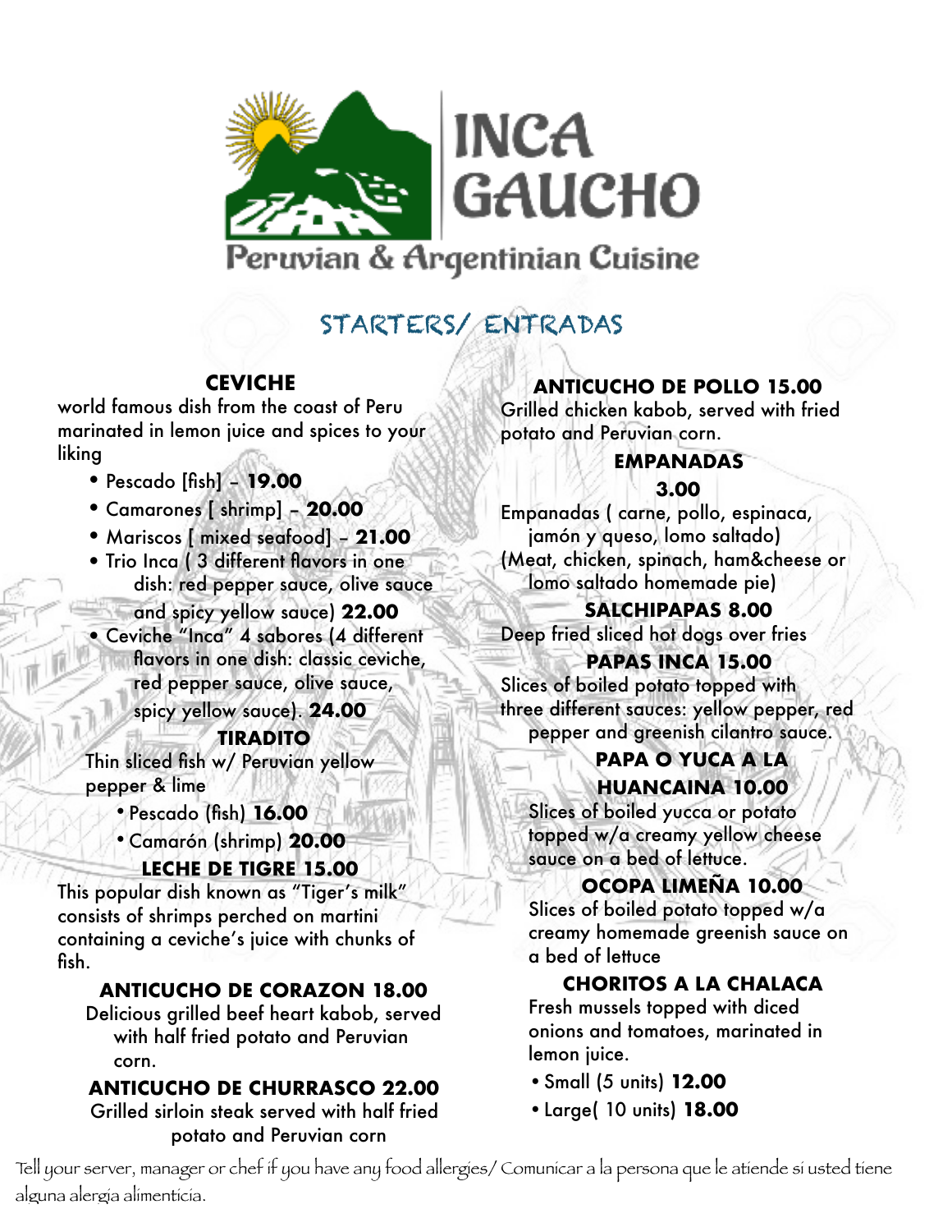# INCA GAUCHO

Peruvian & Argentinian Cuisine

## STARTERS/ ENTRADAS

### CEVICHE

world famous dish from the coast of Peru marinated in lemon juice and spices to your liking

- Pescado [fish] – **19.00**
- Camarones [ shrimp] – **20.00**
- Mariscos [ mixed seafood] – **21.00**
- Trio Inca ( 3 different flavors in one dish: red pepper sauce, olive sauce and spicy yellow sauce) **22.00**
- Ceviche "Inca" 4 sabores (4 different flavors in one dish: classic ceviche, red pepper sauce, olive sauce, spicy yellow sauce). **24.00**

### TIRADITO

Thin sliced fish w/ Peruvian yellow pepper & lime

- Pescado (fish) **16.00**
- Camarón (shrimp) **20.00**

### LECHE DE TIGRE 15.00

This popular dish known as "Tiger's milk" consists of shrimps perched on martini containing a ceviche's juice with chunks of fish.

### ANTICUCHO DE CORAZON 18.00

Delicious grilled beef heart kabob, served with half fried potato and Peruvian corn.

### ANTICUCHO DE CHURRASCO 22.00

Grilled sirloin steak served with half fried potato and Peruvian corn

### ANTICUCHO DE POLLO 15.00

Grilled chicken kabob, served with fried potato and Peruvian corn.

### EMPANADAS 3.00

Empanadas ( carne, pollo, espinaca, jamón y queso, lomo saltado)
(Meat, chicken, spinach, ham&cheese or lomo saltado homemade pie)

### SALCHIPAPAS 8.00

Deep fried sliced hot dogs over fries

### PAPAS INCA 15.00

Slices of boiled potato topped with three different sauces: yellow pepper, red pepper and greenish cilantro sauce.

### PAPA O YUCA A LA HUANCAINA 10.00

Slices of boiled yucca or potato topped w/a creamy yellow cheese sauce on a bed of lettuce.

### OCOPA LIMEÑA 10.00

Slices of boiled potato topped w/a creamy homemade greenish sauce on a bed of lettuce

### CHORITOS A LA CHALACA

Fresh mussels topped with diced onions and tomatoes, marinated in lemon juice.

- Small (5 units) **12.00**
- Large( 10 units) **18.00**

Tell your server, manager or chef if you have any food allergies/ Comunicar a la persona que le atiende si usted tiene alguna alergia alimenticia.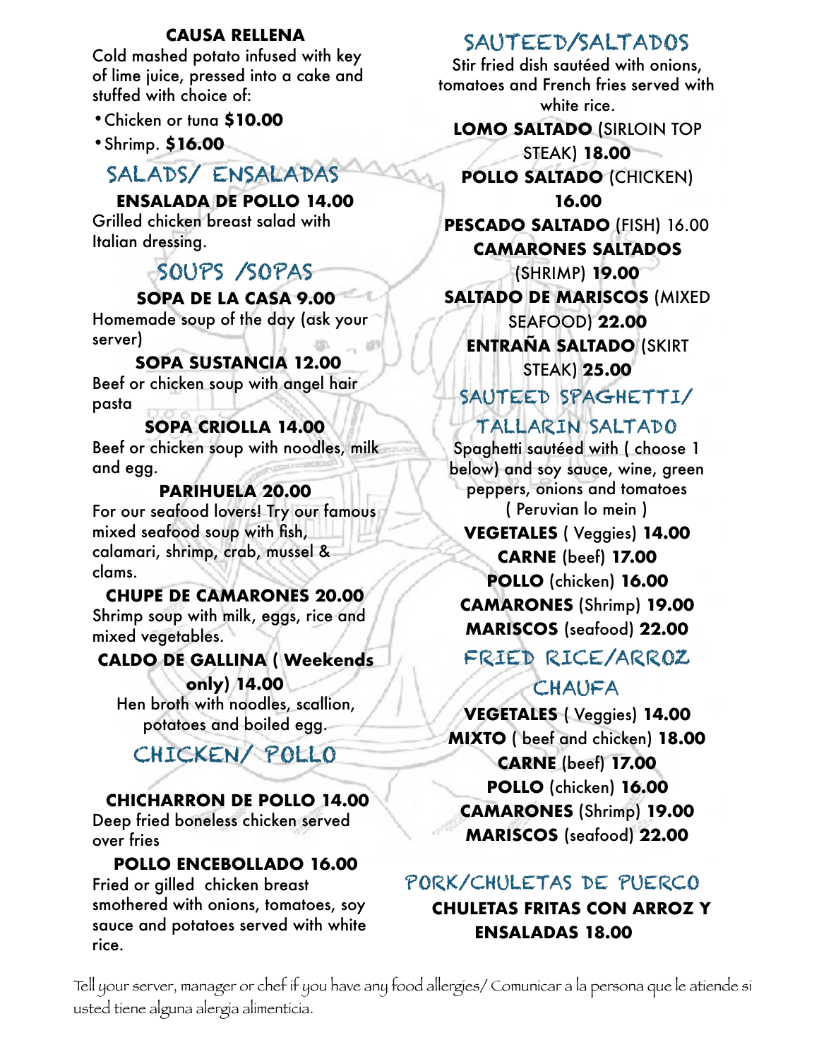**CAUSA RELLENA**

Cold mashed potato infused with key of lime juice, pressed into a cake and stuffed with choice of:

- Chicken or tuna **$10.00**
- Shrimp. **$16.00**

## SALADS/ ENSALADAS

**ENSALADA DE POLLO 14.00**

Grilled chicken breast salad with Italian dressing.

## SOUPS /SOPAS

**SOPA DE LA CASA 9.00**

Homemade soup of the day (ask your server)

**SOPA SUSTANCIA 12.00**

Beef or chicken soup with angel hair pasta

**SOPA CRIOLLA 14.00**

Beef or chicken soup with noodles, milk and egg.

**PARIHUELA 20.00**

For our seafood lovers! Try our famous mixed seafood soup with fish, calamari, shrimp, crab, mussel & clams.

**CHUPE DE CAMARONES 20.00**

Shrimp soup with milk, eggs, rice and mixed vegetables.

**CALDO DE GALLINA ( Weekends only) 14.00**

Hen broth with noodles, scallion, potatoes and boiled egg.

## CHICKEN/ POLLO

**CHICHARRON DE POLLO 14.00**

Deep fried boneless chicken served over fries

**POLLO ENCEBOLLADO 16.00**

Fried or gilled chicken breast smothered with onions, tomatoes, soy sauce and potatoes served with white rice.

## SAUTEED/SALTADOS

Stir fried dish sautéed with onions, tomatoes and French fries served with white rice.

**LOMO SALTADO** (SIRLOIN TOP STEAK) **18.00**

**POLLO SALTADO** (CHICKEN) **16.00**

**PESCADO SALTADO** (FISH) 16.00

**CAMARONES SALTADOS** (SHRIMP) **19.00**

**SALTADO DE MARISCOS** (MIXED SEAFOOD) **22.00**

**ENTRAÑA SALTADO** (SKIRT STEAK) **25.00**

## SAUTEED SPAGHETTI/ TALLARIN SALTADO

Spaghetti sautéed with ( choose 1 below) and soy sauce, wine, green peppers, onions and tomatoes ( Peruvian lo mein )

**VEGETALES** ( Veggies) **14.00**

**CARNE** (beef) **17.00**

**POLLO** (chicken) **16.00**

**CAMARONES** (Shrimp) **19.00**

**MARISCOS** (seafood) **22.00**

## FRIED RICE/ARROZ CHAUFA

**VEGETALES** ( Veggies) **14.00**

**MIXTO** ( beef and chicken) **18.00**

**CARNE** (beef) **17.00**

**POLLO** (chicken) **16.00**

**CAMARONES** (Shrimp) **19.00**

**MARISCOS** (seafood) **22.00**

## PORK/CHULETAS DE PUERCO

**CHULETAS FRITAS CON ARROZ Y ENSALADAS 18.00**

Tell your server, manager or chef if you have any food allergies/ Comunicar a la persona que le atiende si usted tiene alguna alergia alimenticia.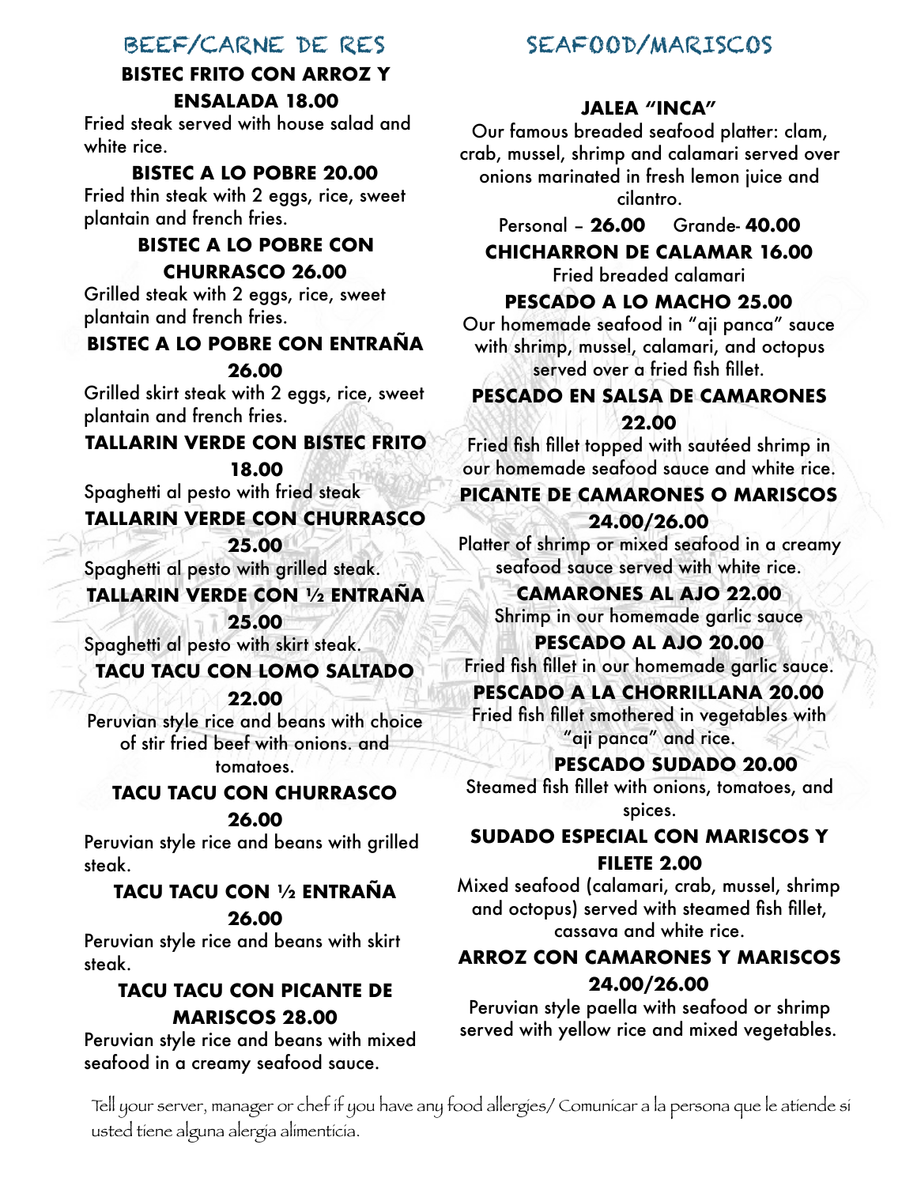## BEEF/CARNE DE RES

**BISTEC FRITO CON ARROZ Y ENSALADA 18.00**
Fried steak served with house salad and white rice.

**BISTEC A LO POBRE 20.00**
Fried thin steak with 2 eggs, rice, sweet plantain and french fries.

**BISTEC A LO POBRE CON CHURRASCO 26.00**
Grilled steak with 2 eggs, rice, sweet plantain and french fries.

**BISTEC A LO POBRE CON ENTRAÑA 26.00**
Grilled skirt steak with 2 eggs, rice, sweet plantain and french fries.

**TALLARIN VERDE CON BISTEC FRITO 18.00**
Spaghetti al pesto with fried steak

**TALLARIN VERDE CON CHURRASCO 25.00**
Spaghetti al pesto with grilled steak.

**TALLARIN VERDE CON ½ ENTRAÑA 25.00**
Spaghetti al pesto with skirt steak.

**TACU TACU CON LOMO SALTADO 22.00**
Peruvian style rice and beans with choice of stir fried beef with onions. and tomatoes.

**TACU TACU CON CHURRASCO 26.00**
Peruvian style rice and beans with grilled steak.

**TACU TACU CON ½ ENTRAÑA 26.00**
Peruvian style rice and beans with skirt steak.

**TACU TACU CON PICANTE DE MARISCOS 28.00**
Peruvian style rice and beans with mixed seafood in a creamy seafood sauce.

## SEAFOOD/MARISCOS

**JALEA "INCA"**
Our famous breaded seafood platter: clam, crab, mussel, shrimp and calamari served over onions marinated in fresh lemon juice and cilantro.
Personal – **26.00** Grande- **40.00**

**CHICHARRON DE CALAMAR 16.00**
Fried breaded calamari

**PESCADO A LO MACHO 25.00**
Our homemade seafood in "aji panca" sauce with shrimp, mussel, calamari, and octopus served over a fried fish fillet.

**PESCADO EN SALSA DE CAMARONES 22.00**
Fried fish fillet topped with sautéed shrimp in our homemade seafood sauce and white rice.

**PICANTE DE CAMARONES O MARISCOS 24.00/26.00**
Platter of shrimp or mixed seafood in a creamy seafood sauce served with white rice.

**CAMARONES AL AJO 22.00**
Shrimp in our homemade garlic sauce

**PESCADO AL AJO 20.00**
Fried fish fillet in our homemade garlic sauce.

**PESCADO A LA CHORRILLANA 20.00**
Fried fish fillet smothered in vegetables with "aji panca" and rice.

**PESCADO SUDADO 20.00**
Steamed fish fillet with onions, tomatoes, and spices.

**SUDADO ESPECIAL CON MARISCOS Y FILETE 2.00**
Mixed seafood (calamari, crab, mussel, shrimp and octopus) served with steamed fish fillet, cassava and white rice.

**ARROZ CON CAMARONES Y MARISCOS 24.00/26.00**
Peruvian style paella with seafood or shrimp served with yellow rice and mixed vegetables.

Tell your server, manager or chef if you have any food allergies/ Comunicar a la persona que le atiende si usted tiene alguna alergia alimenticia.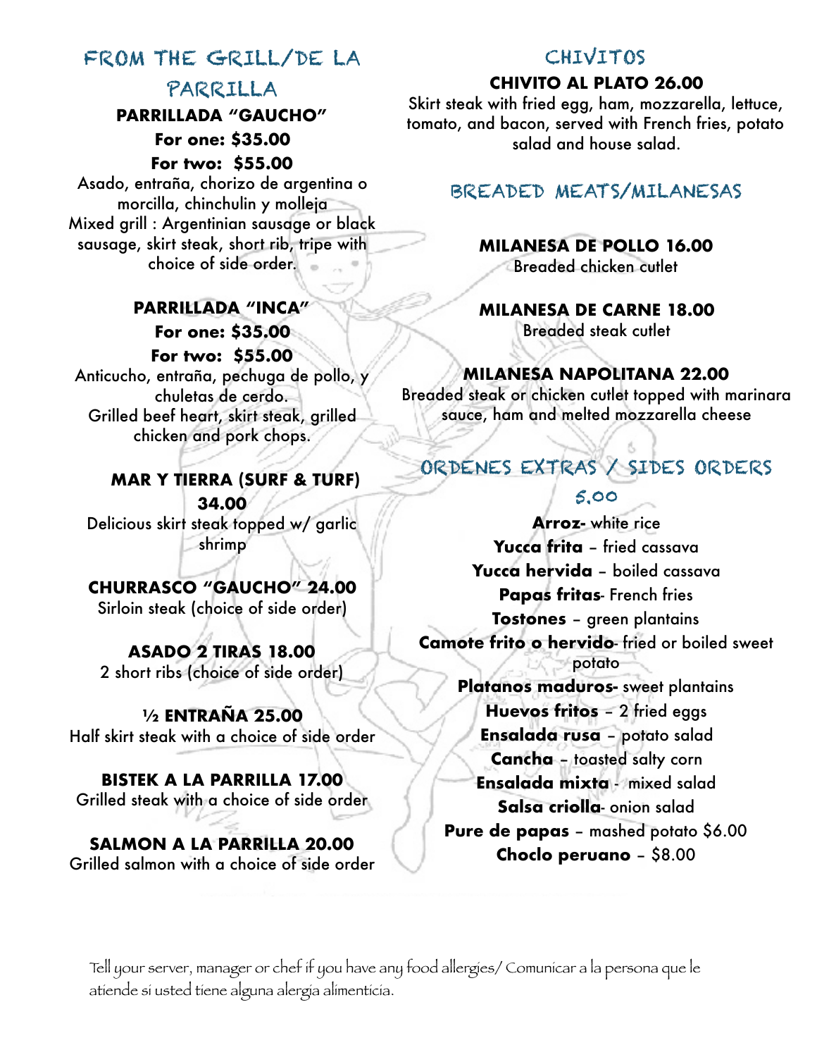## FROM THE GRILL/DE LA PARRILLA

**PARRILLADA "GAUCHO"**
**For one: $35.00**
**For two: $55.00**

Asado, entraña, chorizo de argentina o morcilla, chinchulin y molleja
Mixed grill : Argentinian sausage or black sausage, skirt steak, short rib, tripe with choice of side order.

**PARRILLADA "INCA"**
**For one: $35.00**
**For two: $55.00**

Anticucho, entraña, pechuga de pollo, y chuletas de cerdo.
Grilled beef heart, skirt steak, grilled chicken and pork chops.

**MAR Y TIERRA (SURF & TURF) 34.00**
Delicious skirt steak topped w/ garlic shrimp

**CHURRASCO "GAUCHO" 24.00**
Sirloin steak (choice of side order)

**ASADO 2 TIRAS 18.00**
2 short ribs (choice of side order)

**½ ENTRAÑA 25.00**
Half skirt steak with a choice of side order

**BISTEK A LA PARRILLA 17.00**
Grilled steak with a choice of side order

**SALMON A LA PARRILLA 20.00**
Grilled salmon with a choice of side order

## CHIVITOS

**CHIVITO AL PLATO 26.00**
Skirt steak with fried egg, ham, mozzarella, lettuce, tomato, and bacon, served with French fries, potato salad and house salad.

## BREADED MEATS/MILANESAS

**MILANESA DE POLLO 16.00**
Breaded chicken cutlet

**MILANESA DE CARNE 18.00**
Breaded steak cutlet

**MILANESA NAPOLITANA 22.00**
Breaded steak or chicken cutlet topped with marinara sauce, ham and melted mozzarella cheese

## ORDENES EXTRAS / SIDES ORDERS

**5.00**

**Arroz**- white rice
**Yucca frita** – fried cassava
**Yucca hervida** – boiled cassava
**Papas fritas**- French fries
**Tostones** – green plantains
**Camote frito o hervido**- fried or boiled sweet potato
**Platanos maduros**- sweet plantains
**Huevos fritos** – 2 fried eggs
**Ensalada rusa** – potato salad
**Cancha** – toasted salty corn
**Ensalada mixta** - mixed salad
**Salsa criolla**- onion salad
**Pure de papas** – mashed potato $6.00
**Choclo peruano** – $8.00

Tell your server, manager or chef if you have any food allergies/ Comunicar a la persona que le atiende si usted tiene alguna alergia alimenticia.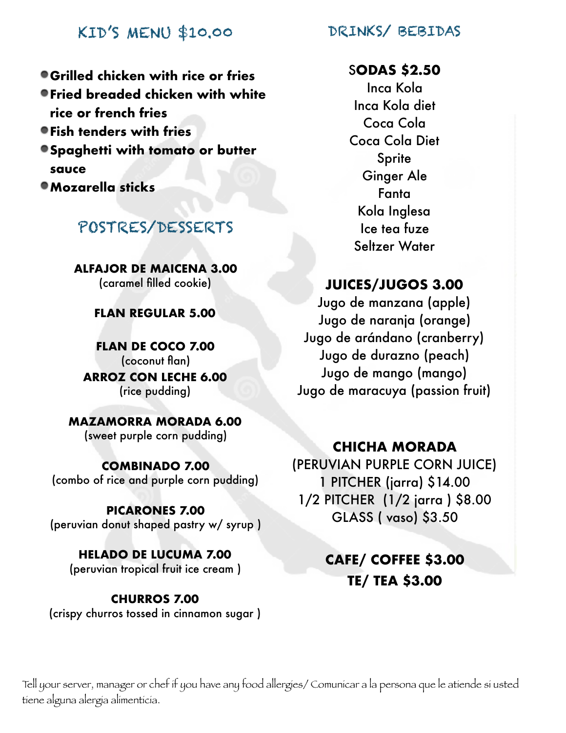## KID'S MENU $10.00

- **Grilled chicken with rice or fries**
- **Fried breaded chicken with white rice or french fries**
- **Fish tenders with fries**
- **Spaghetti with tomato or butter sauce**
- **Mozarella sticks**

## POSTRES/DESSERTS

**ALFAJOR DE MAICENA 3.00**
(caramel filled cookie)

**FLAN REGULAR 5.00**

**FLAN DE COCO 7.00**
(coconut flan)

**ARROZ CON LECHE 6.00**
(rice pudding)

**MAZAMORRA MORADA 6.00**
(sweet purple corn pudding)

**COMBINADO 7.00**
(combo of rice and purple corn pudding)

**PICARONES 7.00**
(peruvian donut shaped pastry w/ syrup )

**HELADO DE LUCUMA 7.00**
(peruvian tropical fruit ice cream )

**CHURROS 7.00**
(crispy churros tossed in cinnamon sugar )

## DRINKS/ BEBIDAS

**SODAS $2.50**

Inca Kola
Inca Kola diet
Coca Cola
Coca Cola Diet
Sprite
Ginger Ale
Fanta
Kola Inglesa
Ice tea fuze
Seltzer Water

**JUICES/JUGOS 3.00**

Jugo de manzana (apple)
Jugo de naranja (orange)
Jugo de arándano (cranberry)
Jugo de durazno (peach)
Jugo de mango (mango)
Jugo de maracuya (passion fruit)

**CHICHA MORADA**

(PERUVIAN PURPLE CORN JUICE)
1 PITCHER (jarra) $14.00
1/2 PITCHER (1/2 jarra ) $8.00
GLASS ( vaso) $3.50

**CAFE/ COFFEE $3.00**

**TE/ TEA $3.00**

Tell your server, manager or chef if you have any food allergies/ Comunicar a la persona que le atiende si usted tiene alguna alergia alimenticia.